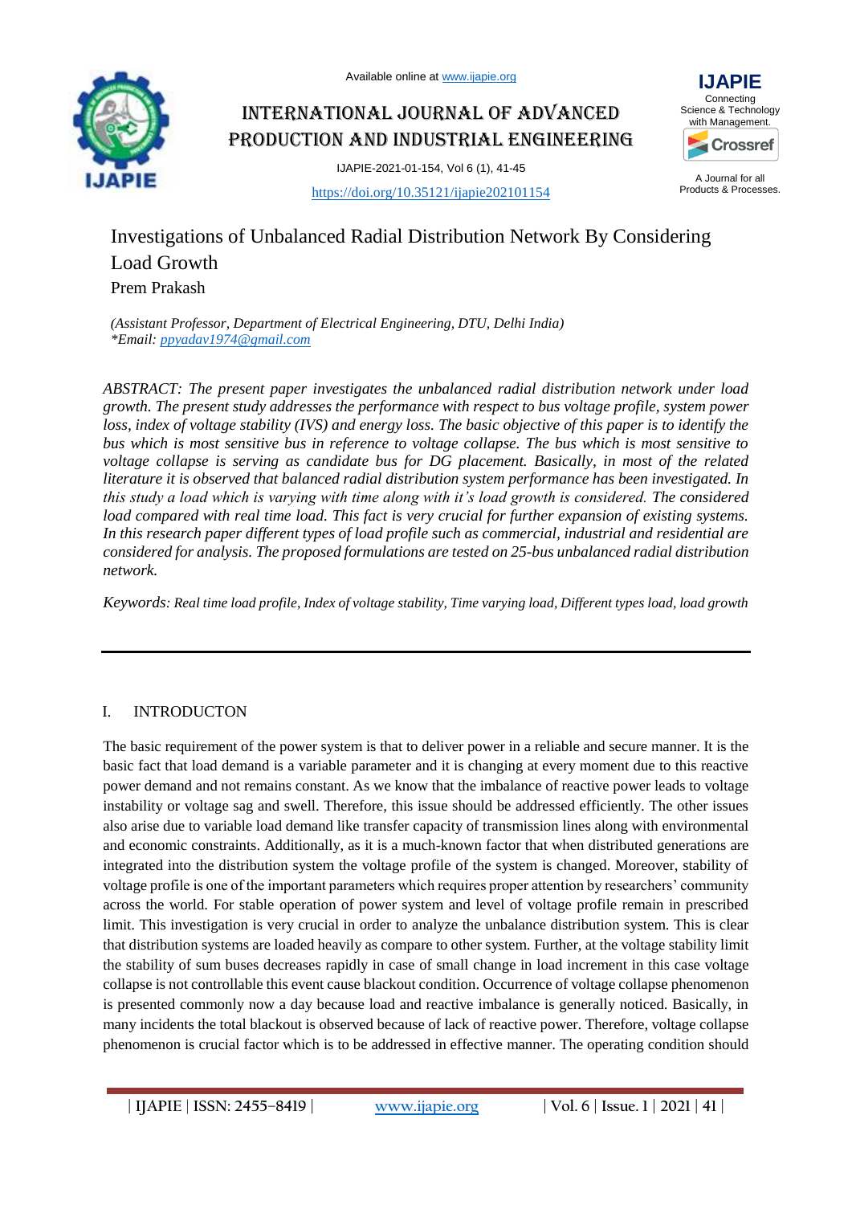Available online at www.ijapie.org

# INTERNATIONAL JOURNAL OF ADVANCED PRODUCTION AND INDUSTRIAL ENGINEERING

IJAPIE-2021-01-154, Vol 6 (1), 41-45

https://doi.org/10.35121/ijapie202101154

# Investigations of Unbalanced Radial Distribution Network By Considering Load Growth

Prem Prakash

*(Assistant Professor, Department of Electrical Engineering, DTU, Delhi India)*
*\*Email: ppyadav1974@gmail.com*

*ABSTRACT: The present paper investigates the unbalanced radial distribution network under load growth. The present study addresses the performance with respect to bus voltage profile, system power loss, index of voltage stability (IVS) and energy loss. The basic objective of this paper is to identify the bus which is most sensitive bus in reference to voltage collapse. The bus which is most sensitive to voltage collapse is serving as candidate bus for DG placement. Basically, in most of the related literature it is observed that balanced radial distribution system performance has been investigated. In this study a load which is varying with time along with it's load growth is considered. The considered load compared with real time load. This fact is very crucial for further expansion of existing systems. In this research paper different types of load profile such as commercial, industrial and residential are considered for analysis. The proposed formulations are tested on 25-bus unbalanced radial distribution network.*

*Keywords: Real time load profile, Index of voltage stability, Time varying load, Different types load, load growth*

## I. INTRODUCTON

The basic requirement of the power system is that to deliver power in a reliable and secure manner. It is the basic fact that load demand is a variable parameter and it is changing at every moment due to this reactive power demand and not remains constant. As we know that the imbalance of reactive power leads to voltage instability or voltage sag and swell. Therefore, this issue should be addressed efficiently. The other issues also arise due to variable load demand like transfer capacity of transmission lines along with environmental and economic constraints. Additionally, as it is a much-known factor that when distributed generations are integrated into the distribution system the voltage profile of the system is changed. Moreover, stability of voltage profile is one of the important parameters which requires proper attention by researchers' community across the world. For stable operation of power system and level of voltage profile remain in prescribed limit. This investigation is very crucial in order to analyze the unbalance distribution system. This is clear that distribution systems are loaded heavily as compare to other system. Further, at the voltage stability limit the stability of sum buses decreases rapidly in case of small change in load increment in this case voltage collapse is not controllable this event cause blackout condition. Occurrence of voltage collapse phenomenon is presented commonly now a day because load and reactive imbalance is generally noticed. Basically, in many incidents the total blackout is observed because of lack of reactive power. Therefore, voltage collapse phenomenon is crucial factor which is to be addressed in effective manner. The operating condition should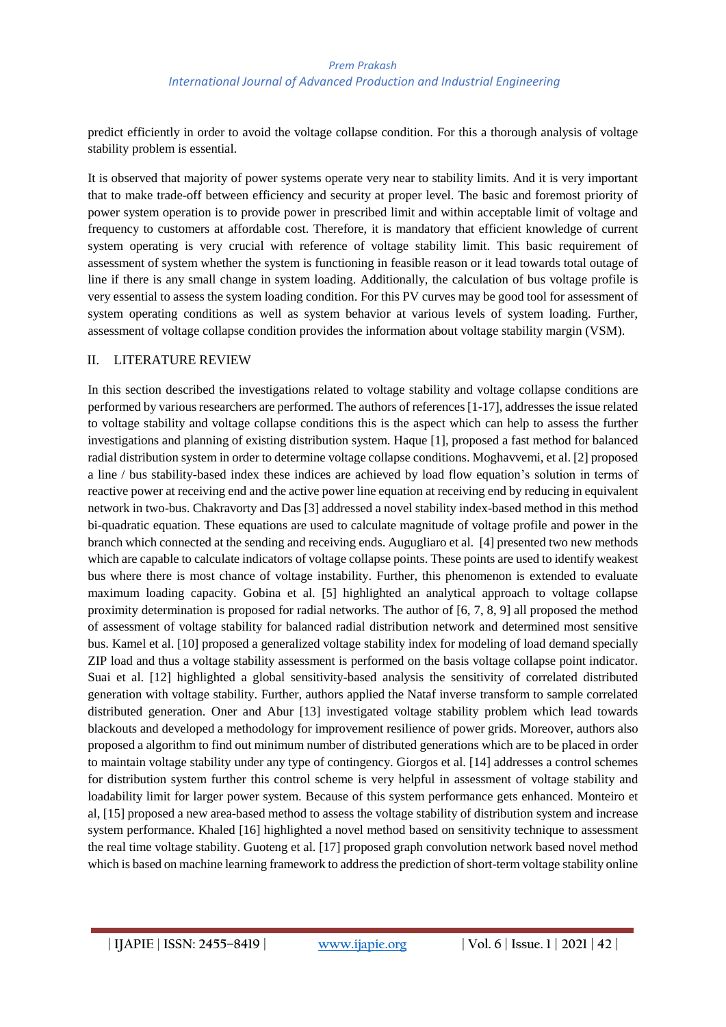predict efficiently in order to avoid the voltage collapse condition. For this a thorough analysis of voltage stability problem is essential.

It is observed that majority of power systems operate very near to stability limits. And it is very important that to make trade-off between efficiency and security at proper level. The basic and foremost priority of power system operation is to provide power in prescribed limit and within acceptable limit of voltage and frequency to customers at affordable cost. Therefore, it is mandatory that efficient knowledge of current system operating is very crucial with reference of voltage stability limit. This basic requirement of assessment of system whether the system is functioning in feasible reason or it lead towards total outage of line if there is any small change in system loading. Additionally, the calculation of bus voltage profile is very essential to assess the system loading condition. For this PV curves may be good tool for assessment of system operating conditions as well as system behavior at various levels of system loading. Further, assessment of voltage collapse condition provides the information about voltage stability margin (VSM).

## II. LITERATURE REVIEW

In this section described the investigations related to voltage stability and voltage collapse conditions are performed by various researchers are performed. The authors of references [1-17], addresses the issue related to voltage stability and voltage collapse conditions this is the aspect which can help to assess the further investigations and planning of existing distribution system. Haque [1], proposed a fast method for balanced radial distribution system in order to determine voltage collapse conditions. Moghavvemi, et al. [2] proposed a line / bus stability-based index these indices are achieved by load flow equation's solution in terms of reactive power at receiving end and the active power line equation at receiving end by reducing in equivalent network in two-bus. Chakravorty and Das [3] addressed a novel stability index-based method in this method bi-quadratic equation. These equations are used to calculate magnitude of voltage profile and power in the branch which connected at the sending and receiving ends. Augugliaro et al. [4] presented two new methods which are capable to calculate indicators of voltage collapse points. These points are used to identify weakest bus where there is most chance of voltage instability. Further, this phenomenon is extended to evaluate maximum loading capacity. Gobina et al. [5] highlighted an analytical approach to voltage collapse proximity determination is proposed for radial networks. The author of [6, 7, 8, 9] all proposed the method of assessment of voltage stability for balanced radial distribution network and determined most sensitive bus. Kamel et al. [10] proposed a generalized voltage stability index for modeling of load demand specially ZIP load and thus a voltage stability assessment is performed on the basis voltage collapse point indicator. Suai et al. [12] highlighted a global sensitivity-based analysis the sensitivity of correlated distributed generation with voltage stability. Further, authors applied the Nataf inverse transform to sample correlated distributed generation. Oner and Abur [13] investigated voltage stability problem which lead towards blackouts and developed a methodology for improvement resilience of power grids. Moreover, authors also proposed a algorithm to find out minimum number of distributed generations which are to be placed in order to maintain voltage stability under any type of contingency. Giorgos et al. [14] addresses a control schemes for distribution system further this control scheme is very helpful in assessment of voltage stability and loadability limit for larger power system. Because of this system performance gets enhanced. Monteiro et al, [15] proposed a new area-based method to assess the voltage stability of distribution system and increase system performance. Khaled [16] highlighted a novel method based on sensitivity technique to assessment the real time voltage stability. Guoteng et al. [17] proposed graph convolution network based novel method which is based on machine learning framework to address the prediction of short-term voltage stability online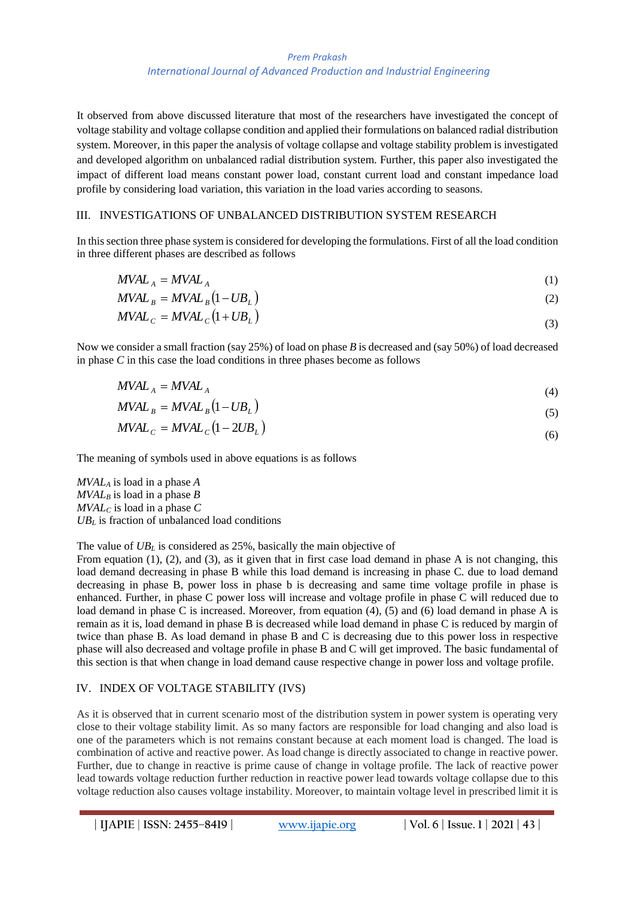It observed from above discussed literature that most of the researchers have investigated the concept of voltage stability and voltage collapse condition and applied their formulations on balanced radial distribution system. Moreover, in this paper the analysis of voltage collapse and voltage stability problem is investigated and developed algorithm on unbalanced radial distribution system. Further, this paper also investigated the impact of different load means constant power load, constant current load and constant impedance load profile by considering load variation, this variation in the load varies according to seasons.

## III. INVESTIGATIONS OF UNBALANCED DISTRIBUTION SYSTEM RESEARCH

In this section three phase system is considered for developing the formulations. First of all the load condition in three different phases are described as follows

$$MVAL_A = MVAL_A \tag{1}$$

$$MVAL_B = MVAL_B(1 - UB_L) \tag{2}$$

$$MVAL_C = MVAL_C(1 + UB_L) \tag{3}$$

Now we consider a small fraction (say 25%) of load on phase *B* is decreased and (say 50%) of load decreased in phase *C* in this case the load conditions in three phases become as follows

$$MVAL_A = MVAL_A \tag{4}$$

$$MVAL_B = MVAL_B(1 - UB_L) \tag{5}$$

$$MVAL_C = MVAL_C(1 - 2UB_L) \tag{6}$$

The meaning of symbols used in above equations is as follows

$MVAL_A$ is load in a phase *A*  
$MVAL_B$ is load in a phase *B*  
$MVAL_C$ is load in a phase *C*  
$UB_L$ is fraction of unbalanced load conditions

The value of $UB_L$ is considered as 25%, basically the main objective of  
From equation (1), (2), and (3), as it given that in first case load demand in phase A is not changing, this load demand decreasing in phase B while this load demand is increasing in phase C. due to load demand decreasing in phase B, power loss in phase b is decreasing and same time voltage profile in phase is enhanced. Further, in phase C power loss will increase and voltage profile in phase C will reduced due to load demand in phase C is increased. Moreover, from equation (4), (5) and (6) load demand in phase A is remain as it is, load demand in phase B is decreased while load demand in phase C is reduced by margin of twice than phase B. As load demand in phase B and C is decreasing due to this power loss in respective phase will also decreased and voltage profile in phase B and C will get improved. The basic fundamental of this section is that when change in load demand cause respective change in power loss and voltage profile.

## IV. INDEX OF VOLTAGE STABILITY (IVS)

As it is observed that in current scenario most of the distribution system in power system is operating very close to their voltage stability limit. As so many factors are responsible for load changing and also load is one of the parameters which is not remains constant because at each moment load is changed. The load is combination of active and reactive power. As load change is directly associated to change in reactive power. Further, due to change in reactive is prime cause of change in voltage profile. The lack of reactive power lead towards voltage reduction further reduction in reactive power lead towards voltage collapse due to this voltage reduction also causes voltage instability. Moreover, to maintain voltage level in prescribed limit it is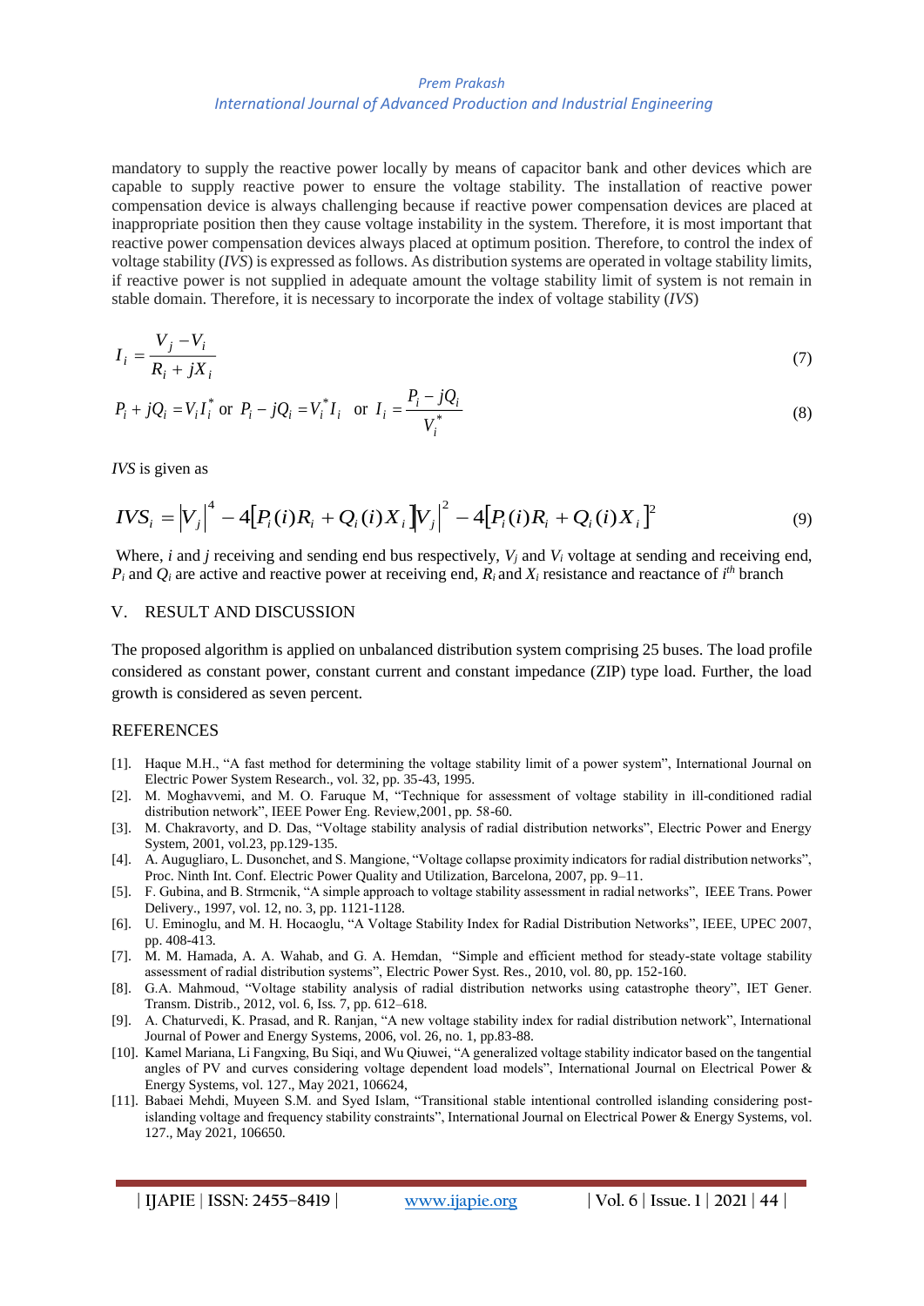mandatory to supply the reactive power locally by means of capacitor bank and other devices which are capable to supply reactive power to ensure the voltage stability. The installation of reactive power compensation device is always challenging because if reactive power compensation devices are placed at inappropriate position then they cause voltage instability in the system. Therefore, it is most important that reactive power compensation devices always placed at optimum position. Therefore, to control the index of voltage stability (*IVS*) is expressed as follows. As distribution systems are operated in voltage stability limits, if reactive power is not supplied in adequate amount the voltage stability limit of system is not remain in stable domain. Therefore, it is necessary to incorporate the index of voltage stability (*IVS*)

$$I_i = \frac{V_j - V_i}{R_i + jX_i} \tag{7}$$

$$P_i + jQ_i = V_i I_i^* \text{ or } P_i - jQ_i = V_i^* I_i \quad \text{or } I_i = \frac{P_i - jQ_i}{V_i^*} \tag{8}$$

*IVS* is given as

$$IVS_i = |V_j|^4 - 4[P_i(i)R_i + Q_i(i)X_i]|V_j|^2 - 4[P_i(i)R_i + Q_i(i)X_i]^2 \tag{9}$$

Where, $i$ and $j$ receiving and sending end bus respectively, $V_j$ and $V_i$ voltage at sending and receiving end, $P_i$ and $Q_i$ are active and reactive power at receiving end, $R_i$ and $X_i$ resistance and reactance of $i^{th}$ branch

## V. RESULT AND DISCUSSION

The proposed algorithm is applied on unbalanced distribution system comprising 25 buses. The load profile considered as constant power, constant current and constant impedance (ZIP) type load. Further, the load growth is considered as seven percent.

## REFERENCES

[1]. Haque M.H., "A fast method for determining the voltage stability limit of a power system", International Journal on Electric Power System Research., vol. 32, pp. 35-43, 1995.

[2]. M. Moghavvemi, and M. O. Faruque M, "Technique for assessment of voltage stability in ill-conditioned radial distribution network", IEEE Power Eng. Review,2001, pp. 58-60.

[3]. M. Chakravorty, and D. Das, "Voltage stability analysis of radial distribution networks", Electric Power and Energy System, 2001, vol.23, pp.129-135.

[4]. A. Augugliaro, L. Dusonchet, and S. Mangione, "Voltage collapse proximity indicators for radial distribution networks", Proc. Ninth Int. Conf. Electric Power Quality and Utilization, Barcelona, 2007, pp. 9–11.

[5]. F. Gubina, and B. Strmcnik, "A simple approach to voltage stability assessment in radial networks", IEEE Trans. Power Delivery., 1997, vol. 12, no. 3, pp. 1121-1128.

[6]. U. Eminoglu, and M. H. Hocaoglu, "A Voltage Stability Index for Radial Distribution Networks", IEEE, UPEC 2007, pp. 408-413.

[7]. M. M. Hamada, A. A. Wahab, and G. A. Hemdan, "Simple and efficient method for steady-state voltage stability assessment of radial distribution systems", Electric Power Syst. Res., 2010, vol. 80, pp. 152-160.

[8]. G.A. Mahmoud, "Voltage stability analysis of radial distribution networks using catastrophe theory", IET Gener. Transm. Distrib., 2012, vol. 6, Iss. 7, pp. 612–618.

[9]. A. Chaturvedi, K. Prasad, and R. Ranjan, "A new voltage stability index for radial distribution network", International Journal of Power and Energy Systems, 2006, vol. 26, no. 1, pp.83-88.

[10]. Kamel Mariana, Li Fangxing, Bu Siqi, and Wu Qiuwei, "A generalized voltage stability indicator based on the tangential angles of PV and curves considering voltage dependent load models", International Journal on Electrical Power & Energy Systems, vol. 127., May 2021, 106624,

[11]. Babaei Mehdi, Muyeen S.M. and Syed Islam, "Transitional stable intentional controlled islanding considering post-islanding voltage and frequency stability constraints", International Journal on Electrical Power & Energy Systems, vol. 127., May 2021, 106650.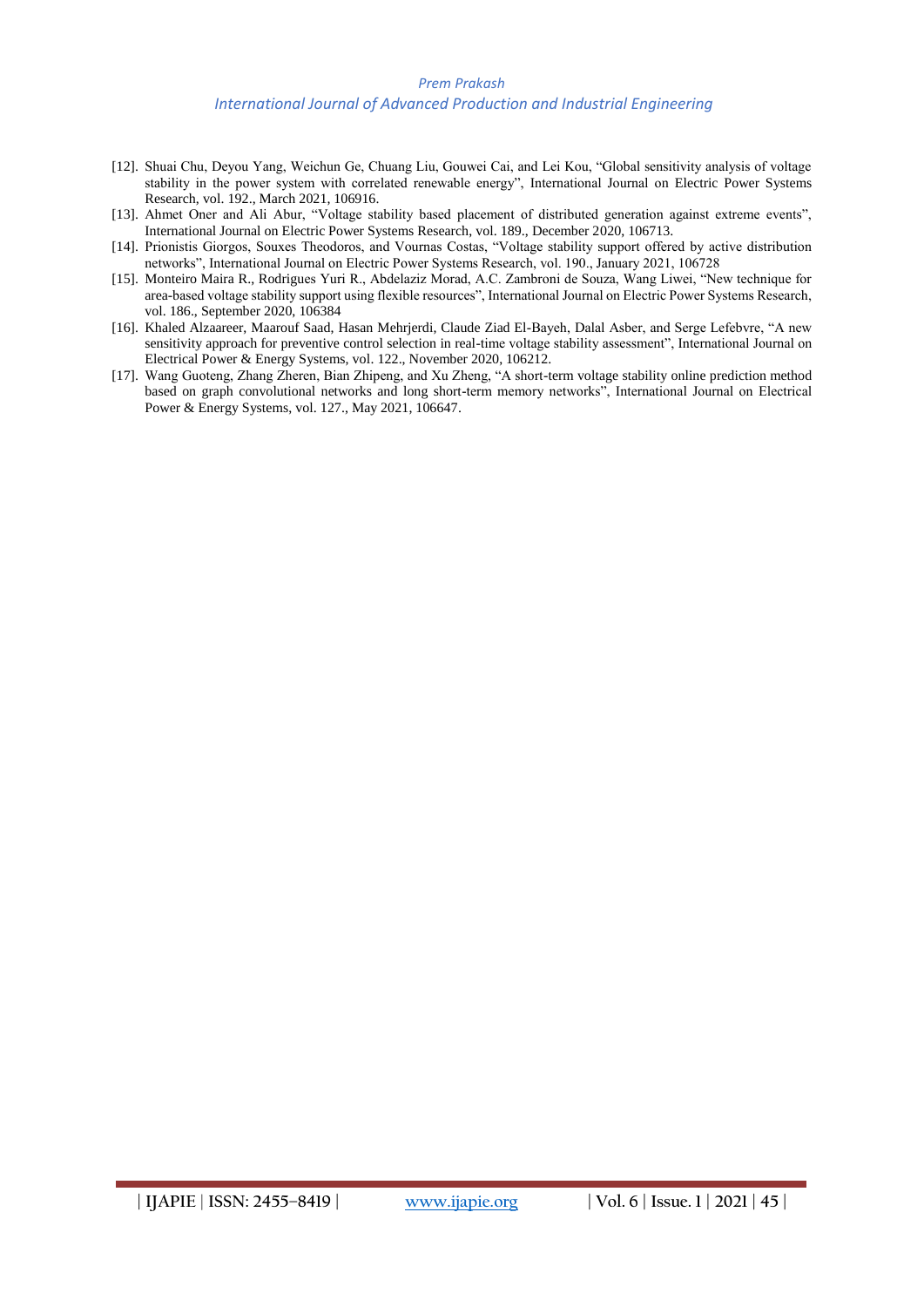[12]. Shuai Chu, Deyou Yang, Weichun Ge, Chuang Liu, Gouwei Cai, and Lei Kou, "Global sensitivity analysis of voltage stability in the power system with correlated renewable energy", International Journal on Electric Power Systems Research, vol. 192., March 2021, 106916.

[13]. Ahmet Oner and Ali Abur, "Voltage stability based placement of distributed generation against extreme events", International Journal on Electric Power Systems Research, vol. 189., December 2020, 106713.

[14]. Prionistis Giorgos, Souxes Theodoros, and Vournas Costas, "Voltage stability support offered by active distribution networks", International Journal on Electric Power Systems Research, vol. 190., January 2021, 106728

[15]. Monteiro Maira R., Rodrigues Yuri R., Abdelaziz Morad, A.C. Zambroni de Souza, Wang Liwei, "New technique for area-based voltage stability support using flexible resources", International Journal on Electric Power Systems Research, vol. 186., September 2020, 106384

[16]. Khaled Alzaareer, Maarouf Saad, Hasan Mehrjerdi, Claude Ziad El-Bayeh, Dalal Asber, and Serge Lefebvre, "A new sensitivity approach for preventive control selection in real-time voltage stability assessment", International Journal on Electrical Power & Energy Systems, vol. 122., November 2020, 106212.

[17]. Wang Guoteng, Zhang Zheren, Bian Zhipeng, and Xu Zheng, "A short-term voltage stability online prediction method based on graph convolutional networks and long short-term memory networks", International Journal on Electrical Power & Energy Systems, vol. 127., May 2021, 106647.